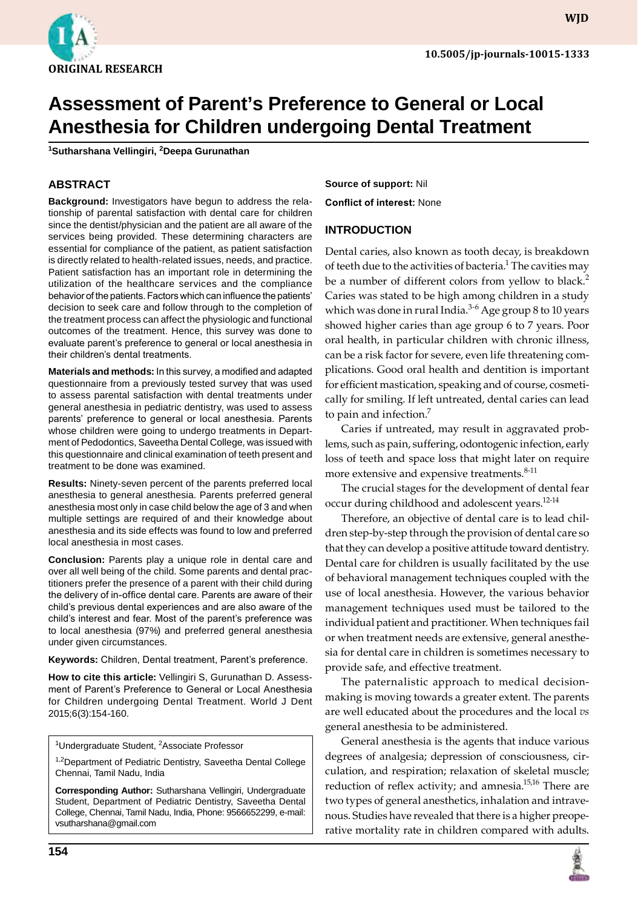ORIGINAL RESEARCH

# Assessment of Parent's Preference to General or Local Anesthesia for Children undergoing Dental Treatment

[1]Sutharshana Vellingiri, [2]Deepa Gurunathan

## ABSTRACT

**Background:** Investigators have begun to address the relationship of parental satisfaction with dental care for children since the dentist/physician and the patient are all aware of the services being provided. These determining characters are essential for compliance of the patient, as patient satisfaction is directly related to health-related issues, needs, and practice. Patient satisfaction has an important role in determining the utilization of the healthcare services and the compliance behavior of the patients. Factors which can influence the patients' decision to seek care and follow through to the completion of the treatment process can affect the physiologic and functional outcomes of the treatment. Hence, this survey was done to evaluate parent's preference to general or local anesthesia in their children's dental treatments.

**Materials and methods:** In this survey, a modified and adapted questionnaire from a previously tested survey that was used to assess parental satisfaction with dental treatments under general anesthesia in pediatric dentistry, was used to assess parents' preference to general or local anesthesia. Parents whose children were going to undergo treatments in Department of Pedodontics, Saveetha Dental College, was issued with this questionnaire and clinical examination of teeth present and treatment to be done was examined.

**Results:** Ninety-seven percent of the parents preferred local anesthesia to general anesthesia. Parents preferred general anesthesia most only in case child below the age of 3 and when multiple settings are required of and their knowledge about anesthesia and its side effects was found to low and preferred local anesthesia in most cases.

**Conclusion:** Parents play a unique role in dental care and over all well being of the child. Some parents and dental practitioners prefer the presence of a parent with their child during the delivery of in-office dental care. Parents are aware of their child's previous dental experiences and are also aware of the child's interest and fear. Most of the parent's preference was to local anesthesia (97%) and preferred general anesthesia under given circumstances.

**Keywords:** Children, Dental treatment, Parent's preference.

**How to cite this article:** Vellingiri S, Gurunathan D. Assessment of Parent's Preference to General or Local Anesthesia for Children undergoing Dental Treatment. World J Dent 2015;6(3):154-160.

[1]Undergraduate Student, [2]Associate Professor

[1,2]Department of Pediatric Dentistry, Saveetha Dental College Chennai, Tamil Nadu, India

**Corresponding Author:** Sutharshana Vellingiri, Undergraduate Student, Department of Pediatric Dentistry, Saveetha Dental College, Chennai, Tamil Nadu, India, Phone: 9566652299, e-mail: vsutharshana@gmail.com

**Source of support:** Nil

**Conflict of interest:** None

## INTRODUCTION

Dental caries, also known as tooth decay, is breakdown of teeth due to the activities of bacteria.[1] The cavities may be a number of different colors from yellow to black.[2] Caries was stated to be high among children in a study which was done in rural India.[3-6] Age group 8 to 10 years showed higher caries than age group 6 to 7 years. Poor oral health, in particular children with chronic illness, can be a risk factor for severe, even life threatening complications. Good oral health and dentition is important for efficient mastication, speaking and of course, cosmetically for smiling. If left untreated, dental caries can lead to pain and infection.[7]

Caries if untreated, may result in aggravated problems, such as pain, suffering, odontogenic infection, early loss of teeth and space loss that might later on require more extensive and expensive treatments.[8-11]

The crucial stages for the development of dental fear occur during childhood and adolescent years.[12-14]

Therefore, an objective of dental care is to lead children step-by-step through the provision of dental care so that they can develop a positive attitude toward dentistry. Dental care for children is usually facilitated by the use of behavioral management techniques coupled with the use of local anesthesia. However, the various behavior management techniques used must be tailored to the individual patient and practitioner. When techniques fail or when treatment needs are extensive, general anesthesia for dental care in children is sometimes necessary to provide safe, and effective treatment.

The paternalistic approach to medical decision-making is moving towards a greater extent. The parents are well educated about the procedures and the local *vs* general anesthesia to be administered.

General anesthesia is the agents that induce various degrees of analgesia; depression of consciousness, circulation, and respiration; relaxation of skeletal muscle; reduction of reflex activity; and amnesia.[15,16] There are two types of general anesthetics, inhalation and intravenous. Studies have revealed that there is a higher preoperative mortality rate in children compared with adults.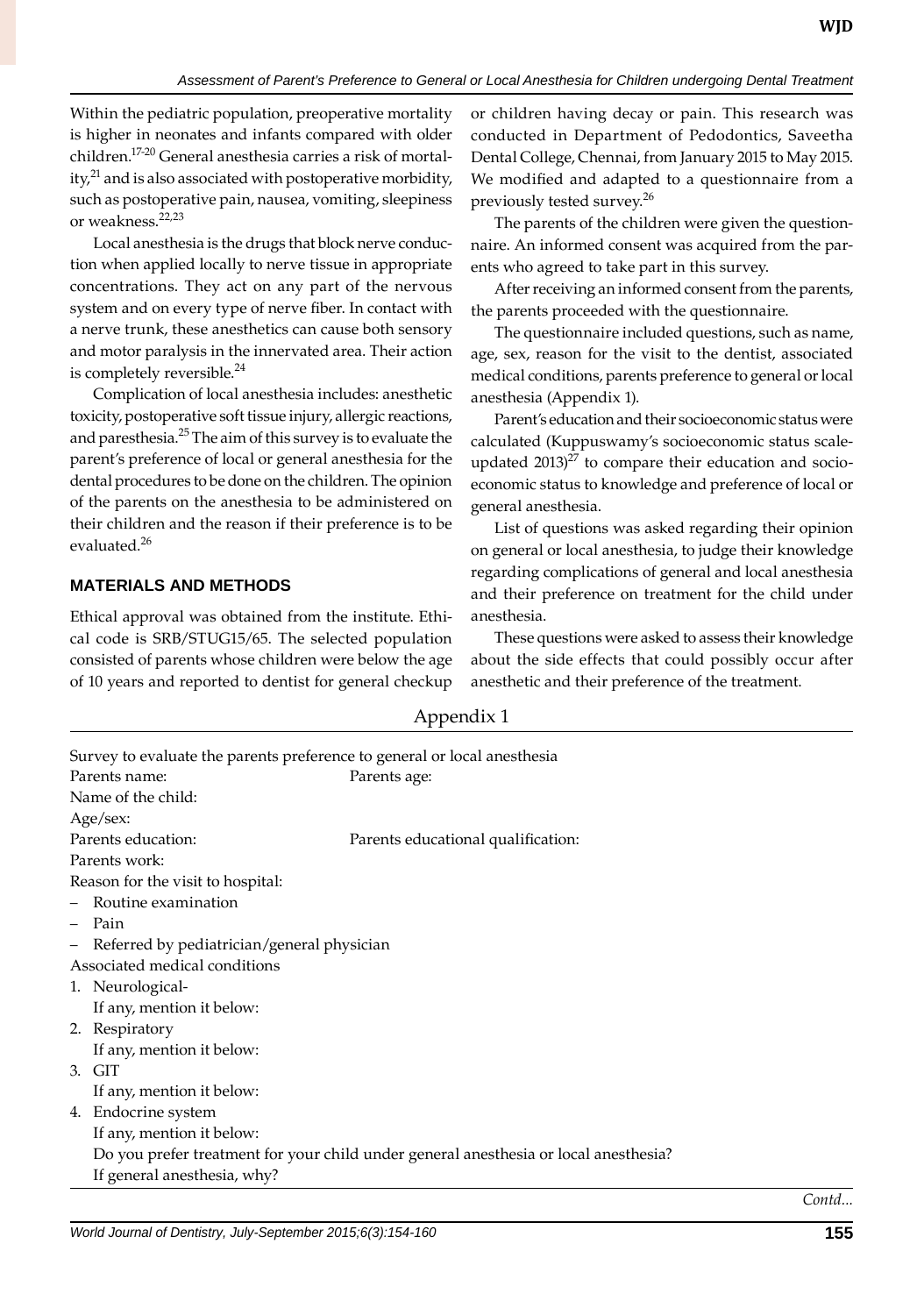Within the pediatric population, preoperative mortality is higher in neonates and infants compared with older children.[17-20] General anesthesia carries a risk of mortality,[21] and is also associated with postoperative morbidity, such as postoperative pain, nausea, vomiting, sleepiness or weakness.[22,23]

Local anesthesia is the drugs that block nerve conduction when applied locally to nerve tissue in appropriate concentrations. They act on any part of the nervous system and on every type of nerve fiber. In contact with a nerve trunk, these anesthetics can cause both sensory and motor paralysis in the innervated area. Their action is completely reversible.[24]

Complication of local anesthesia includes: anesthetic toxicity, postoperative soft tissue injury, allergic reactions, and paresthesia.[25] The aim of this survey is to evaluate the parent's preference of local or general anesthesia for the dental procedures to be done on the children. The opinion of the parents on the anesthesia to be administered on their children and the reason if their preference is to be evaluated.[26]

## MATERIALS AND METHODS

Ethical approval was obtained from the institute. Ethical code is SRB/STUG15/65. The selected population consisted of parents whose children were below the age of 10 years and reported to dentist for general checkup or children having decay or pain. This research was conducted in Department of Pedodontics, Saveetha Dental College, Chennai, from January 2015 to May 2015. We modified and adapted to a questionnaire from a previously tested survey.[26]

The parents of the children were given the questionnaire. An informed consent was acquired from the parents who agreed to take part in this survey.

After receiving an informed consent from the parents, the parents proceeded with the questionnaire.

The questionnaire included questions, such as name, age, sex, reason for the visit to the dentist, associated medical conditions, parents preference to general or local anesthesia (Appendix 1).

Parent's education and their socioeconomic status were calculated (Kuppuswamy's socioeconomic status scale-updated 2013)[27] to compare their education and socioeconomic status to knowledge and preference of local or general anesthesia.

List of questions was asked regarding their opinion on general or local anesthesia, to judge their knowledge regarding complications of general and local anesthesia and their preference on treatment for the child under anesthesia.

These questions were asked to assess their knowledge about the side effects that could possibly occur after anesthetic and their preference of the treatment.

## Appendix 1

Survey to evaluate the parents preference to general or local anesthesia

Parents name: Parents age:

Name of the child:

Age/sex:

Parents education: Parents educational qualification:

Parents work:

Reason for the visit to hospital:

- Routine examination
- Pain
- Referred by pediatrician/general physician

Associated medical conditions

1. Neurological-
   If any, mention it below:
2. Respiratory
   If any, mention it below:
3. GIT
   If any, mention it below:
4. Endocrine system
   If any, mention it below:

   Do you prefer treatment for your child under general anesthesia or local anesthesia?

   If general anesthesia, why?

*Contd...*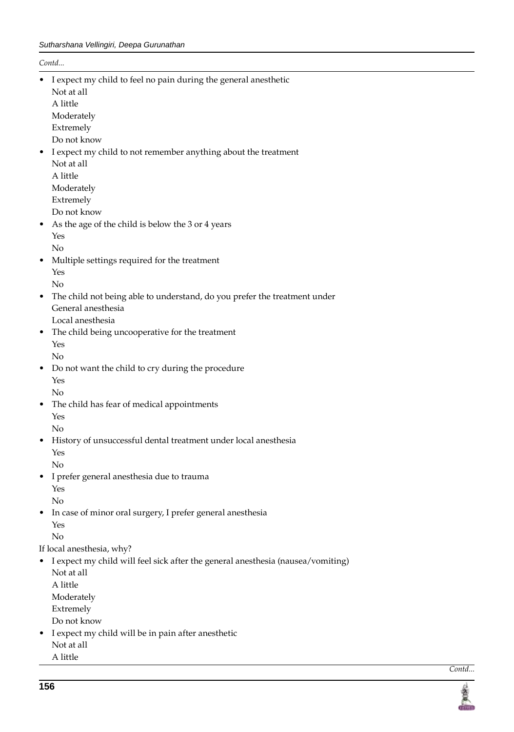*Contd...*

- I expect my child to feel no pain during the general anesthetic
  Not at all
  A little
  Moderately
  Extremely
  Do not know
- I expect my child to not remember anything about the treatment
  Not at all
  A little
  Moderately
  Extremely
  Do not know
- As the age of the child is below the 3 or 4 years
  Yes
  No
- Multiple settings required for the treatment
  Yes
  No
- The child not being able to understand, do you prefer the treatment under
  General anesthesia
  Local anesthesia
- The child being uncooperative for the treatment
  Yes
  No
- Do not want the child to cry during the procedure
  Yes
  No
- The child has fear of medical appointments
  Yes
  No
- History of unsuccessful dental treatment under local anesthesia
  Yes
  No
- I prefer general anesthesia due to trauma
  Yes
  No
- In case of minor oral surgery, I prefer general anesthesia
  Yes
  No

If local anesthesia, why?

- I expect my child will feel sick after the general anesthesia (nausea/vomiting)
  Not at all
  A little
  Moderately
  Extremely
  Do not know
- I expect my child will be in pain after anesthetic
  Not at all
  A little

*Contd...*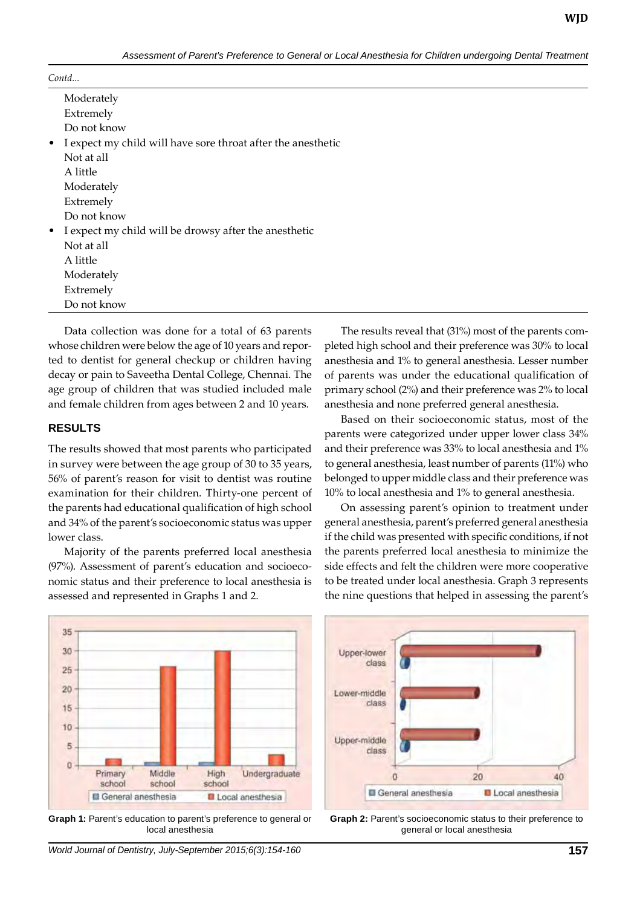*Contd...*

Moderately
Extremely
Do not know

- I expect my child will have sore throat after the anesthetic
  Not at all
  A little
  Moderately
  Extremely
  Do not know
- I expect my child will be drowsy after the anesthetic
  Not at all
  A little
  Moderately
  Extremely
  Do not know

Data collection was done for a total of 63 parents whose children were below the age of 10 years and reported to dentist for general checkup or children having decay or pain to Saveetha Dental College, Chennai. The age group of children that was studied included male and female children from ages between 2 and 10 years.

## RESULTS

The results showed that most parents who participated in survey were between the age group of 30 to 35 years, 56% of parent's reason for visit to dentist was routine examination for their children. Thirty-one percent of the parents had educational qualification of high school and 34% of the parent's socioeconomic status was upper lower class.

Majority of the parents preferred local anesthesia (97%). Assessment of parent's education and socioeconomic status and their preference to local anesthesia is assessed and represented in Graphs 1 and 2.

The results reveal that (31%) most of the parents completed high school and their preference was 30% to local anesthesia and 1% to general anesthesia. Lesser number of parents was under the educational qualification of primary school (2%) and their preference was 2% to local anesthesia and none preferred general anesthesia.

Based on their socioeconomic status, most of the parents were categorized under upper lower class 34% and their preference was 33% to local anesthesia and 1% to general anesthesia, least number of parents (11%) who belonged to upper middle class and their preference was 10% to local anesthesia and 1% to general anesthesia.

On assessing parent's opinion to treatment under general anesthesia, parent's preferred general anesthesia if the child was presented with specific conditions, if not the parents preferred local anesthesia to minimize the side effects and felt the children were more cooperative to be treated under local anesthesia. Graph 3 represents the nine questions that helped in assessing the parent's

**Graph 1:** Parent's education to parent's preference to general or local anesthesia

**Graph 2:** Parent's socioeconomic status to their preference to general or local anesthesia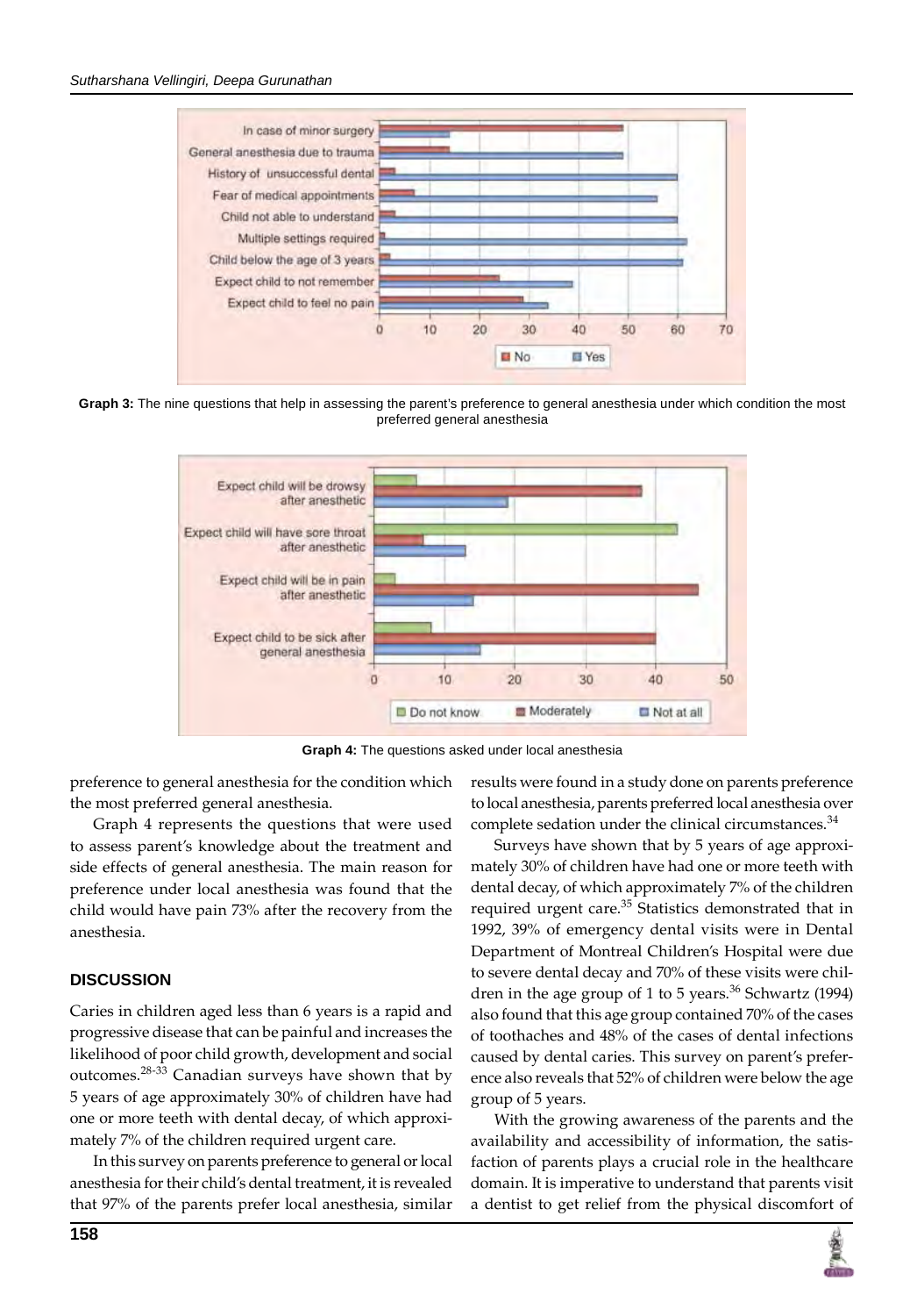Graph 3: The nine questions that help in assessing the parent's preference to general anesthesia under which condition the most preferred general anesthesia

Graph 4: The questions asked under local anesthesia

preference to general anesthesia for the condition which the most preferred general anesthesia.

Graph 4 represents the questions that were used to assess parent's knowledge about the treatment and side effects of general anesthesia. The main reason for preference under local anesthesia was found that the child would have pain 73% after the recovery from the anesthesia.

## DISCUSSION

Caries in children aged less than 6 years is a rapid and progressive disease that can be painful and increases the likelihood of poor child growth, development and social outcomes.[28-33] Canadian surveys have shown that by 5 years of age approximately 30% of children have had one or more teeth with dental decay, of which approximately 7% of the children required urgent care.

In this survey on parents preference to general or local anesthesia for their child's dental treatment, it is revealed that 97% of the parents prefer local anesthesia, similar results were found in a study done on parents preference to local anesthesia, parents preferred local anesthesia over complete sedation under the clinical circumstances.[34]

Surveys have shown that by 5 years of age approximately 30% of children have had one or more teeth with dental decay, of which approximately 7% of the children required urgent care.[35] Statistics demonstrated that in 1992, 39% of emergency dental visits were in Dental Department of Montreal Children's Hospital were due to severe dental decay and 70% of these visits were children in the age group of 1 to 5 years.[36] Schwartz (1994) also found that this age group contained 70% of the cases of toothaches and 48% of the cases of dental infections caused by dental caries. This survey on parent's preference also reveals that 52% of children were below the age group of 5 years.

With the growing awareness of the parents and the availability and accessibility of information, the satisfaction of parents plays a crucial role in the healthcare domain. It is imperative to understand that parents visit a dentist to get relief from the physical discomfort of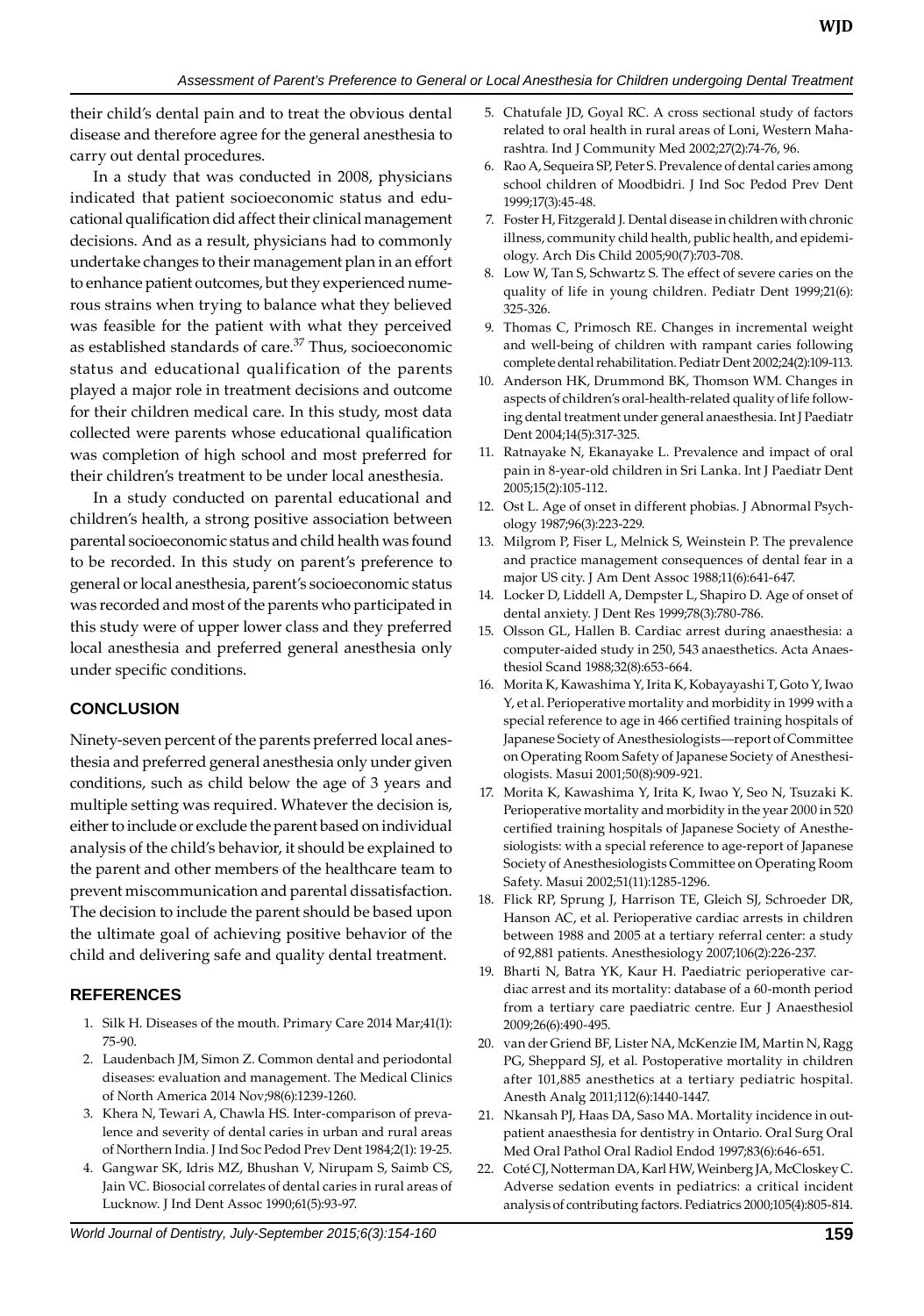their child's dental pain and to treat the obvious dental disease and therefore agree for the general anesthesia to carry out dental procedures.

In a study that was conducted in 2008, physicians indicated that patient socioeconomic status and educational qualification did affect their clinical management decisions. And as a result, physicians had to commonly undertake changes to their management plan in an effort to enhance patient outcomes, but they experienced numerous strains when trying to balance what they believed was feasible for the patient with what they perceived as established standards of care.[37] Thus, socioeconomic status and educational qualification of the parents played a major role in treatment decisions and outcome for their children medical care. In this study, most data collected were parents whose educational qualification was completion of high school and most preferred for their children's treatment to be under local anesthesia.

In a study conducted on parental educational and children's health, a strong positive association between parental socioeconomic status and child health was found to be recorded. In this study on parent's preference to general or local anesthesia, parent's socioeconomic status was recorded and most of the parents who participated in this study were of upper lower class and they preferred local anesthesia and preferred general anesthesia only under specific conditions.

## CONCLUSION

Ninety-seven percent of the parents preferred local anesthesia and preferred general anesthesia only under given conditions, such as child below the age of 3 years and multiple setting was required. Whatever the decision is, either to include or exclude the parent based on individual analysis of the child's behavior, it should be explained to the parent and other members of the healthcare team to prevent miscommunication and parental dissatisfaction. The decision to include the parent should be based upon the ultimate goal of achieving positive behavior of the child and delivering safe and quality dental treatment.

## REFERENCES

1. Silk H. Diseases of the mouth. Primary Care 2014 Mar;41(1): 75-90.
2. Laudenbach JM, Simon Z. Common dental and periodontal diseases: evaluation and management. The Medical Clinics of North America 2014 Nov;98(6):1239-1260.
3. Khera N, Tewari A, Chawla HS. Inter-comparison of prevalence and severity of dental caries in urban and rural areas of Northern India. J Ind Soc Pedod Prev Dent 1984;2(1): 19-25.
4. Gangwar SK, Idris MZ, Bhushan V, Nirupam S, Saimb CS, Jain VC. Biosocial correlates of dental caries in rural areas of Lucknow. J Ind Dent Assoc 1990;61(5):93-97.
5. Chatufale JD, Goyal RC. A cross sectional study of factors related to oral health in rural areas of Loni, Western Maharashtra. Ind J Community Med 2002;27(2):74-76, 96.
6. Rao A, Sequeira SP, Peter S. Prevalence of dental caries among school children of Moodbidri. J Ind Soc Pedod Prev Dent 1999;17(3):45-48.
7. Foster H, Fitzgerald J. Dental disease in children with chronic illness, community child health, public health, and epidemiology. Arch Dis Child 2005;90(7):703-708.
8. Low W, Tan S, Schwartz S. The effect of severe caries on the quality of life in young children. Pediatr Dent 1999;21(6): 325-326.
9. Thomas C, Primosch RE. Changes in incremental weight and well-being of children with rampant caries following complete dental rehabilitation. Pediatr Dent 2002;24(2):109-113.
10. Anderson HK, Drummond BK, Thomson WM. Changes in aspects of children's oral-health-related quality of life following dental treatment under general anaesthesia. Int J Paediatr Dent 2004;14(5):317-325.
11. Ratnayake N, Ekanayake L. Prevalence and impact of oral pain in 8-year-old children in Sri Lanka. Int J Paediatr Dent 2005;15(2):105-112.
12. Ost L. Age of onset in different phobias. J Abnormal Psychology 1987;96(3):223-229.
13. Milgrom P, Fiser L, Melnick S, Weinstein P. The prevalence and practice management consequences of dental fear in a major US city. J Am Dent Assoc 1988;11(6):641-647.
14. Locker D, Liddell A, Dempster L, Shapiro D. Age of onset of dental anxiety. J Dent Res 1999;78(3):780-786.
15. Olsson GL, Hallen B. Cardiac arrest during anaesthesia: a computer-aided study in 250, 543 anaesthetics. Acta Anaesthesiol Scand 1988;32(8):653-664.
16. Morita K, Kawashima Y, Irita K, Kobayayashi T, Goto Y, Iwao Y, et al. Perioperative mortality and morbidity in 1999 with a special reference to age in 466 certified training hospitals of Japanese Society of Anesthesiologists—report of Committee on Operating Room Safety of Japanese Society of Anesthesiologists. Masui 2001;50(8):909-921.
17. Morita K, Kawashima Y, Irita K, Iwao Y, Seo N, Tsuzaki K. Perioperative mortality and morbidity in the year 2000 in 520 certified training hospitals of Japanese Society of Anesthesiologists: with a special reference to age-report of Japanese Society of Anesthesiologists Committee on Operating Room Safety. Masui 2002;51(11):1285-1296.
18. Flick RP, Sprung J, Harrison TE, Gleich SJ, Schroeder DR, Hanson AC, et al. Perioperative cardiac arrests in children between 1988 and 2005 at a tertiary referral center: a study of 92,881 patients. Anesthesiology 2007;106(2):226-237.
19. Bharti N, Batra YK, Kaur H. Paediatric perioperative cardiac arrest and its mortality: database of a 60-month period from a tertiary care paediatric centre. Eur J Anaesthesiol 2009;26(6):490-495.
20. van der Griend BF, Lister NA, McKenzie IM, Martin N, Ragg PG, Sheppard SJ, et al. Postoperative mortality in children after 101,885 anesthetics at a tertiary pediatric hospital. Anesth Analg 2011;112(6):1440-1447.
21. Nkansah PJ, Haas DA, Saso MA. Mortality incidence in outpatient anaesthesia for dentistry in Ontario. Oral Surg Oral Med Oral Pathol Oral Radiol Endod 1997;83(6):646-651.
22. Coté CJ, Notterman DA, Karl HW, Weinberg JA, McCloskey C. Adverse sedation events in pediatrics: a critical incident analysis of contributing factors. Pediatrics 2000;105(4):805-814.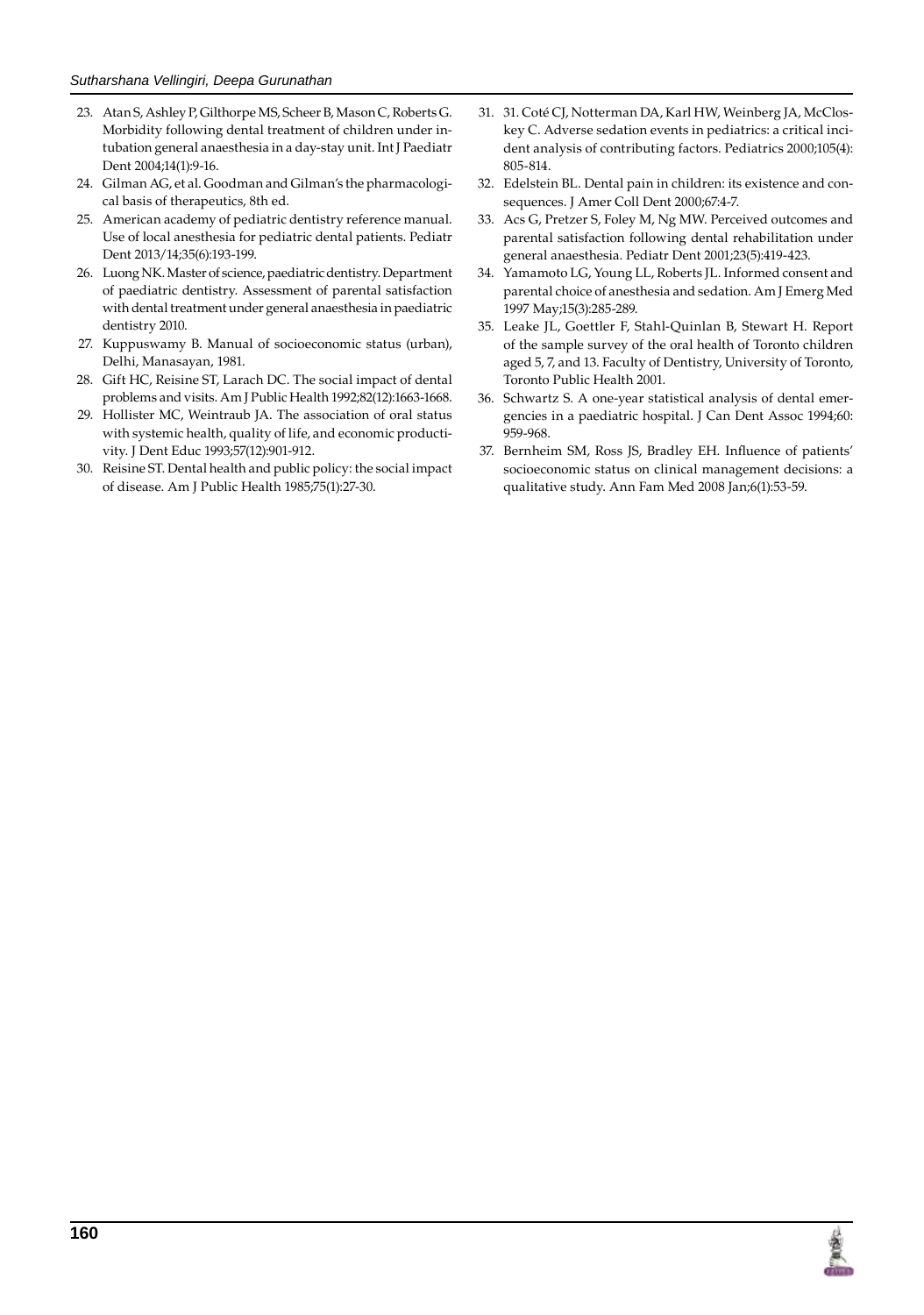23. Atan S, Ashley P, Gilthorpe MS, Scheer B, Mason C, Roberts G. Morbidity following dental treatment of children under intubation general anaesthesia in a day-stay unit. Int J Paediatr Dent 2004;14(1):9-16.
24. Gilman AG, et al. Goodman and Gilman's the pharmacological basis of therapeutics, 8th ed.
25. American academy of pediatric dentistry reference manual. Use of local anesthesia for pediatric dental patients. Pediatr Dent 2013/14;35(6):193-199.
26. Luong NK. Master of science, paediatric dentistry. Department of paediatric dentistry. Assessment of parental satisfaction with dental treatment under general anaesthesia in paediatric dentistry 2010.
27. Kuppuswamy B. Manual of socioeconomic status (urban), Delhi, Manasayan, 1981.
28. Gift HC, Reisine ST, Larach DC. The social impact of dental problems and visits. Am J Public Health 1992;82(12):1663-1668.
29. Hollister MC, Weintraub JA. The association of oral status with systemic health, quality of life, and economic productivity. J Dent Educ 1993;57(12):901-912.
30. Reisine ST. Dental health and public policy: the social impact of disease. Am J Public Health 1985;75(1):27-30.
31. 31. Coté CJ, Notterman DA, Karl HW, Weinberg JA, McCloskey C. Adverse sedation events in pediatrics: a critical incident analysis of contributing factors. Pediatrics 2000;105(4):805-814.
32. Edelstein BL. Dental pain in children: its existence and consequences. J Amer Coll Dent 2000;67:4-7.
33. Acs G, Pretzer S, Foley M, Ng MW. Perceived outcomes and parental satisfaction following dental rehabilitation under general anaesthesia. Pediatr Dent 2001;23(5):419-423.
34. Yamamoto LG, Young LL, Roberts JL. Informed consent and parental choice of anesthesia and sedation. Am J Emerg Med 1997 May;15(3):285-289.
35. Leake JL, Goettler F, Stahl-Quinlan B, Stewart H. Report of the sample survey of the oral health of Toronto children aged 5, 7, and 13. Faculty of Dentistry, University of Toronto, Toronto Public Health 2001.
36. Schwartz S. A one-year statistical analysis of dental emergencies in a paediatric hospital. J Can Dent Assoc 1994;60:959-968.
37. Bernheim SM, Ross JS, Bradley EH. Influence of patients' socioeconomic status on clinical management decisions: a qualitative study. Ann Fam Med 2008 Jan;6(1):53-59.